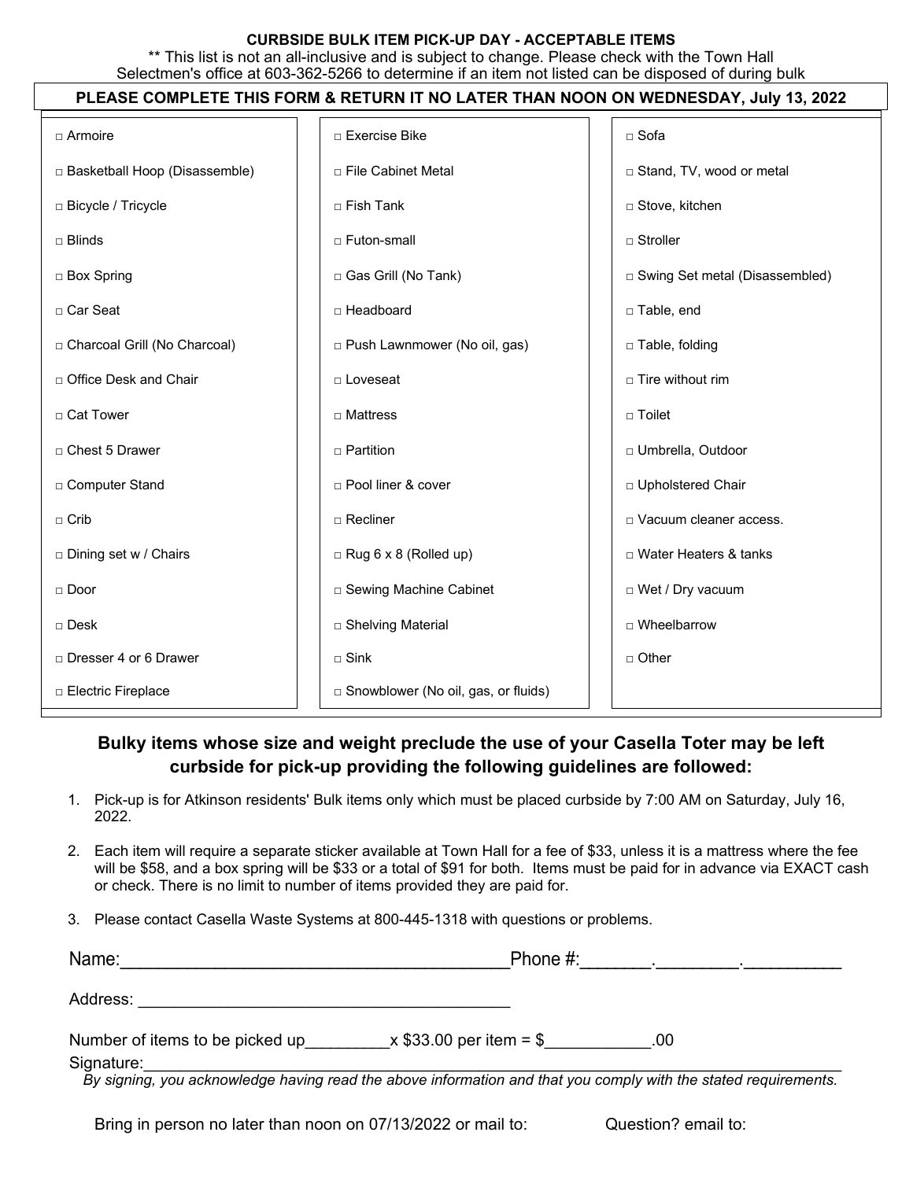**CURBSIDE BULK ITEM PICK-UP DAY - ACCEPTABLE ITEMS**

** This list is not an all-inclusive and is subject to change. Please check with the Town Hall Selectmen's office at 603-362-5266 to determine if an item not listed can be disposed of during bulk

**PLEASE COMPLETE THIS FORM & RETURN IT NO LATER THAN NOON ON WEDNESDAY, July 13, 2022**

| | | |
|---|---|---|
| □ Armoire | □ Exercise Bike | □ Sofa |
| □ Basketball Hoop (Disassemble) | □ File Cabinet Metal | □ Stand, TV, wood or metal |
| □ Bicycle / Tricycle | □ Fish Tank | □ Stove, kitchen |
| □ Blinds | □ Futon-small | □ Stroller |
| □ Box Spring | □ Gas Grill (No Tank) | □ Swing Set metal (Disassembled) |
| □ Car Seat | □ Headboard | □ Table, end |
| □ Charcoal Grill (No Charcoal) | □ Push Lawnmower (No oil, gas) | □ Table, folding |
| □ Office Desk and Chair | □ Loveseat | □ Tire without rim |
| □ Cat Tower | □ Mattress | □ Toilet |
| □ Chest 5 Drawer | □ Partition | □ Umbrella, Outdoor |
| □ Computer Stand | □ Pool liner & cover | □ Upholstered Chair |
| □ Crib | □ Recliner | □ Vacuum cleaner access. |
| □ Dining set w / Chairs | □ Rug 6 x 8 (Rolled up) | □ Water Heaters & tanks |
| □ Door | □ Sewing Machine Cabinet | □ Wet / Dry vacuum |
| □ Desk | □ Shelving Material | □ Wheelbarrow |
| □ Dresser 4 or 6 Drawer | □ Sink | □ Other |
| □ Electric Fireplace | □ Snowblower (No oil, gas, or fluids) | |

## Bulky items whose size and weight preclude the use of your Casella Toter may be left curbside for pick-up providing the following guidelines are followed:

1. Pick-up is for Atkinson residents' Bulk items only which must be placed curbside by 7:00 AM on Saturday, July 16, 2022.
2. Each item will require a separate sticker available at Town Hall for a fee of $33, unless it is a mattress where the fee will be $58, and a box spring will be $33 or a total of $91 for both. Items must be paid for in advance via EXACT cash or check. There is no limit to number of items provided they are paid for.
3. Please contact Casella Waste Systems at 800-445-1318 with questions or problems.

Name:________________________________________ Phone #:_______.________.__________

Address: ________________________________________

Number of items to be picked up_________x $33.00 per item = $___________.00

Signature:_______________________________________________________________________________

*By signing, you acknowledge having read the above information and that you comply with the stated requirements.*

Bring in person no later than noon on 07/13/2022 or mail to: Question? email to: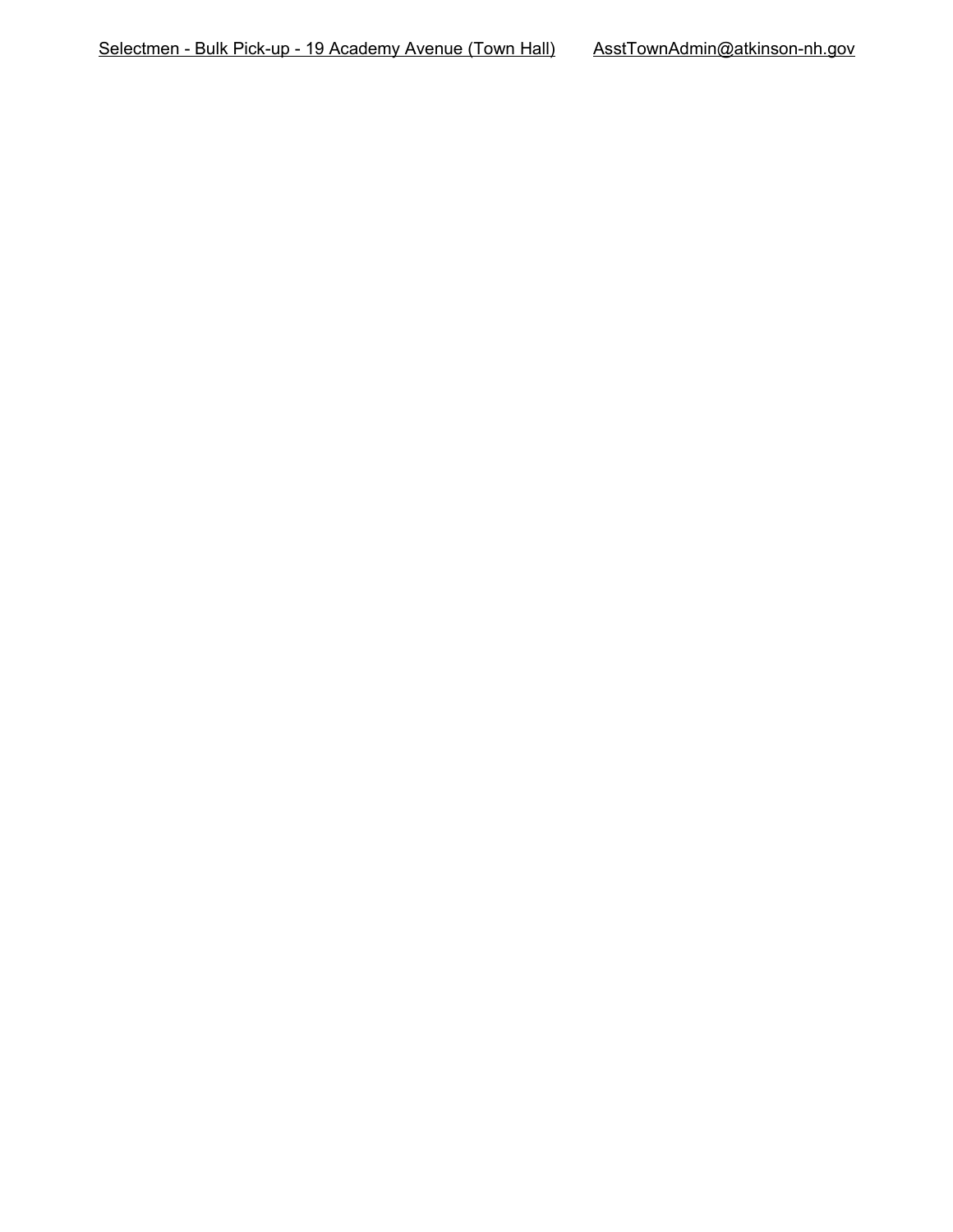Selectmen - Bulk Pick-up - 19 Academy Avenue (Town Hall) AsstTownAdmin@atkinson-nh.gov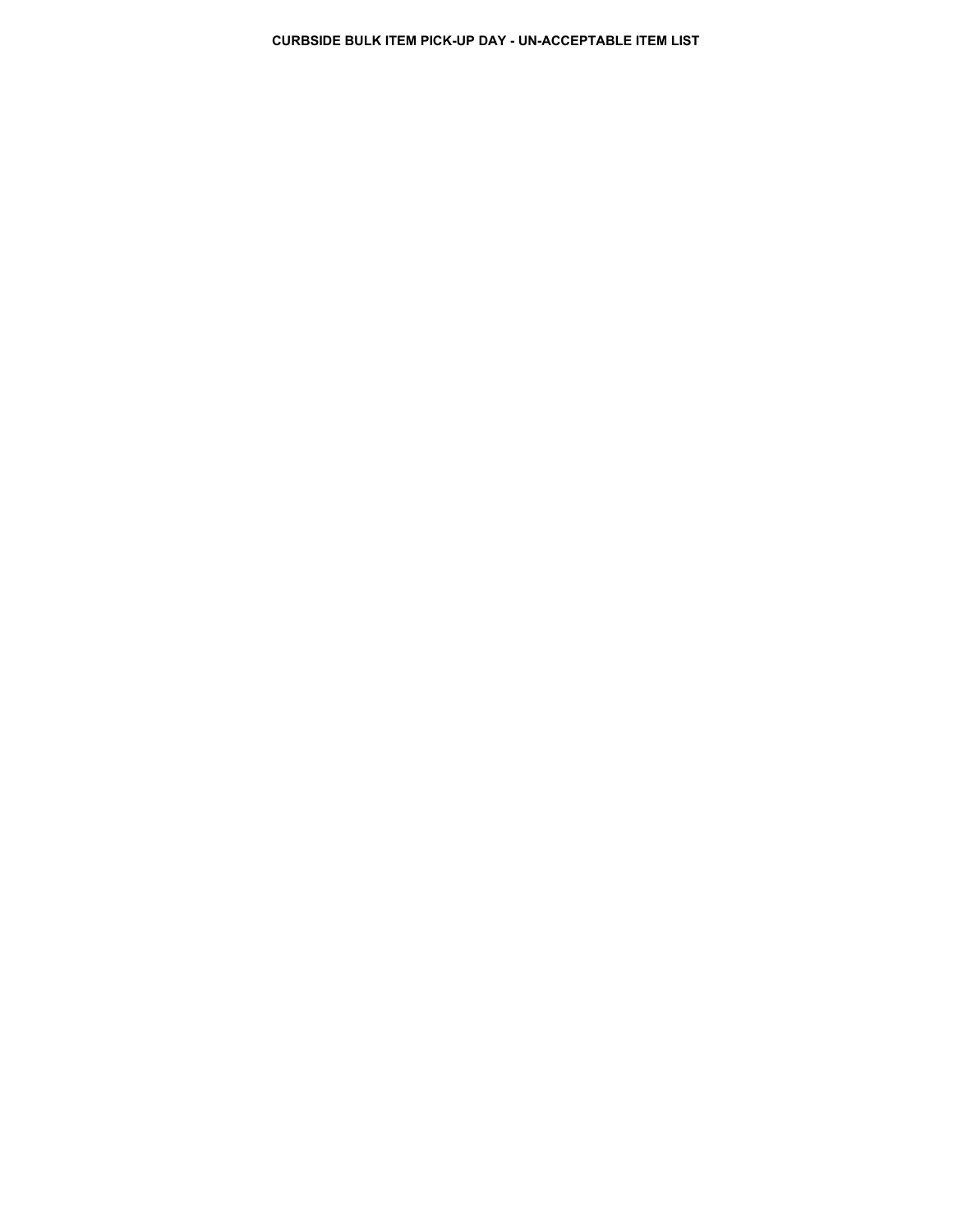**CURBSIDE BULK ITEM PICK-UP DAY - UN-ACCEPTABLE ITEM LIST**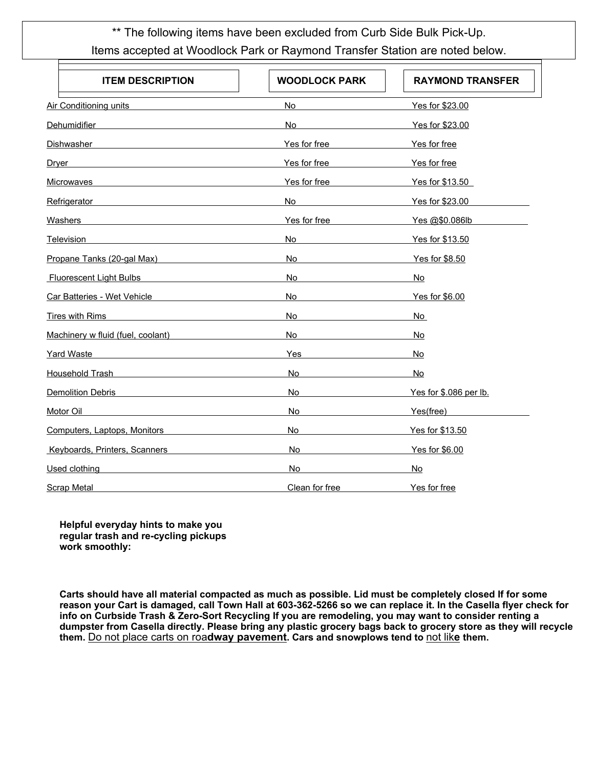** The following items have been excluded from Curb Side Bulk Pick-Up.
Items accepted at Woodlock Park or Raymond Transfer Station are noted below.

| ITEM DESCRIPTION | WOODLOCK PARK | RAYMOND TRANSFER |
|---|---|---|
| Air Conditioning units | No | Yes for $23.00 |
| Dehumidifier | No | Yes for $23.00 |
| Dishwasher | Yes for free | Yes for free |
| Dryer | Yes for free | Yes for free |
| Microwaves | Yes for free | Yes for $13.50 |
| Refrigerator | No | Yes for $23.00 |
| Washers | Yes for free | Yes @$0.086lb |
| Television | No | Yes for $13.50 |
| Propane Tanks (20-gal Max) | No | Yes for $8.50 |
| Fluorescent Light Bulbs | No | No |
| Car Batteries - Wet Vehicle | No | Yes for $6.00 |
| Tires with Rims | No | No |
| Machinery w fluid (fuel, coolant) | No | No |
| Yard Waste | Yes | No |
| Household Trash | No | No |
| Demolition Debris | No | Yes for $.086 per lb. |
| Motor Oil | No | Yes(free) |
| Computers, Laptops, Monitors | No | Yes for $13.50 |
| Keyboards, Printers, Scanners | No | Yes for $6.00 |
| Used clothing | No | No |
| Scrap Metal | Clean for free | Yes for free |

**Helpful everyday hints to make you regular trash and re-cycling pickups work smoothly:**

**Carts should have all material compacted as much as possible. Lid must be completely closed If for some reason your Cart is damaged, call Town Hall at 603-362-5266 so we can replace it. In the Casella flyer check for info on Curbside Trash & Zero-Sort Recycling If you are remodeling, you may want to consider renting a dumpster from Casella directly. Please bring any plastic grocery bags back to grocery store as they will recycle them.** Do not place carts on roa**dway pavement**. **Cars and snowplows tend to** not lik**e** **them.**